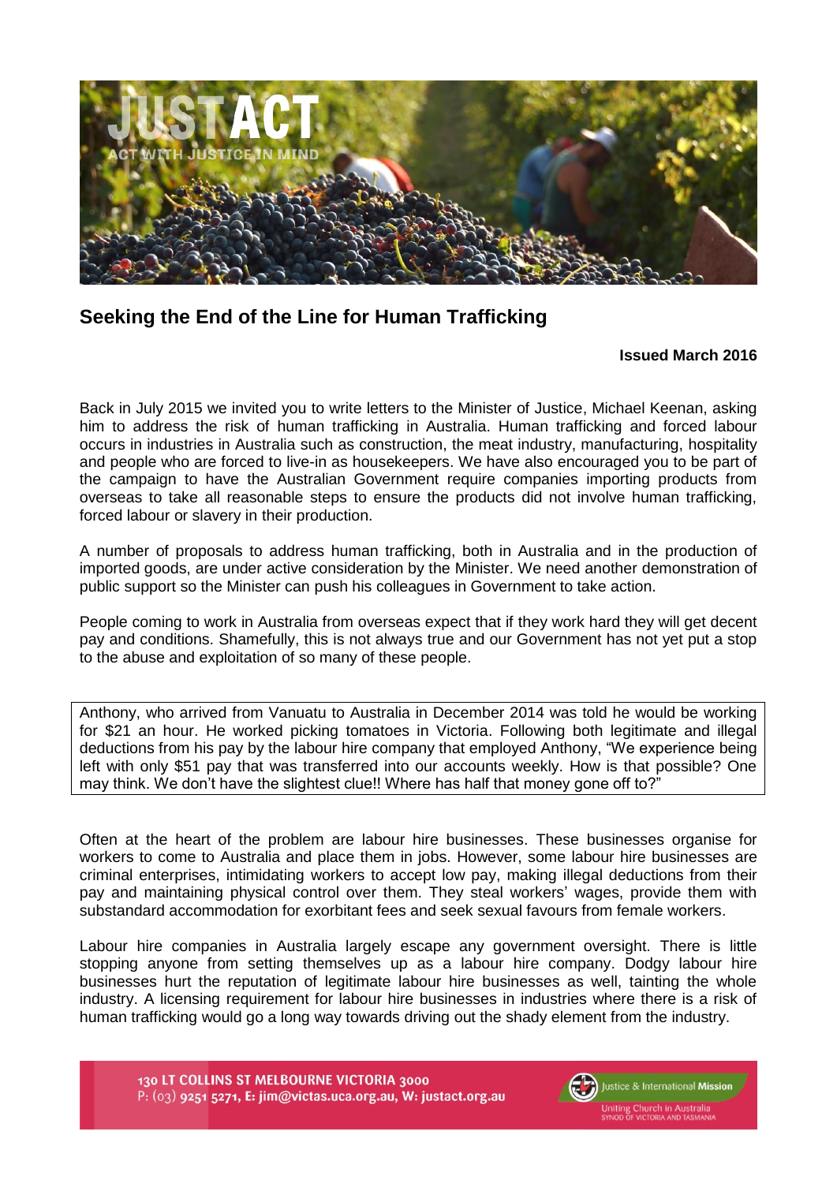# Seeking the End of the Line for Human Trafficking

**Issued March 2016**

Back in July 2015 we invited you to write letters to the Minister of Justice, Michael Keenan, asking him to address the risk of human trafficking in Australia. Human trafficking and forced labour occurs in industries in Australia such as construction, the meat industry, manufacturing, hospitality and people who are forced to live-in as housekeepers. We have also encouraged you to be part of the campaign to have the Australian Government require companies importing products from overseas to take all reasonable steps to ensure the products did not involve human trafficking, forced labour or slavery in their production.

A number of proposals to address human trafficking, both in Australia and in the production of imported goods, are under active consideration by the Minister. We need another demonstration of public support so the Minister can push his colleagues in Government to take action.

People coming to work in Australia from overseas expect that if they work hard they will get decent pay and conditions. Shamefully, this is not always true and our Government has not yet put a stop to the abuse and exploitation of so many of these people.

> Anthony, who arrived from Vanuatu to Australia in December 2014 was told he would be working for $21 an hour. He worked picking tomatoes in Victoria. Following both legitimate and illegal deductions from his pay by the labour hire company that employed Anthony, "We experience being left with only $51 pay that was transferred into our accounts weekly. How is that possible? One may think. We don't have the slightest clue!! Where has half that money gone off to?"

Often at the heart of the problem are labour hire businesses. These businesses organise for workers to come to Australia and place them in jobs. However, some labour hire businesses are criminal enterprises, intimidating workers to accept low pay, making illegal deductions from their pay and maintaining physical control over them. They steal workers' wages, provide them with substandard accommodation for exorbitant fees and seek sexual favours from female workers.

Labour hire companies in Australia largely escape any government oversight. There is little stopping anyone from setting themselves up as a labour hire company. Dodgy labour hire businesses hurt the reputation of legitimate labour hire businesses as well, tainting the whole industry. A licensing requirement for labour hire businesses in industries where there is a risk of human trafficking would go a long way towards driving out the shady element from the industry.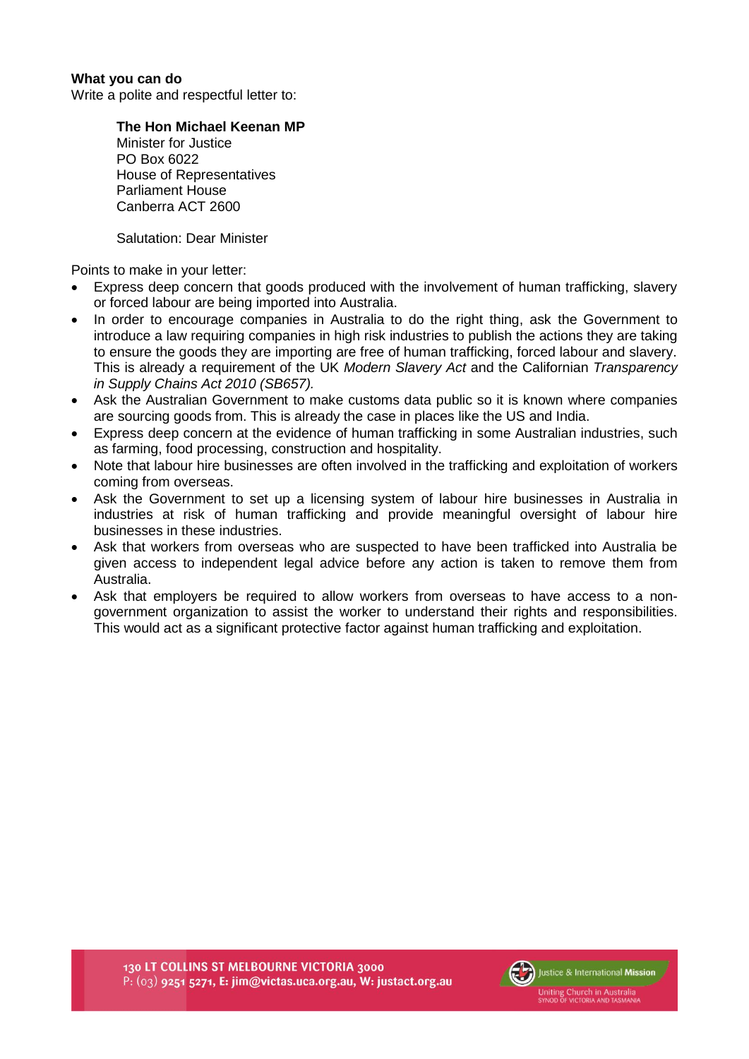**What you can do**

Write a polite and respectful letter to:

> **The Hon Michael Keenan MP**
> Minister for Justice
> PO Box 6022
> House of Representatives
> Parliament House
> Canberra ACT 2600
>
> Salutation: Dear Minister

Points to make in your letter:

- Express deep concern that goods produced with the involvement of human trafficking, slavery or forced labour are being imported into Australia.
- In order to encourage companies in Australia to do the right thing, ask the Government to introduce a law requiring companies in high risk industries to publish the actions they are taking to ensure the goods they are importing are free of human trafficking, forced labour and slavery. This is already a requirement of the UK *Modern Slavery Act* and the Californian *Transparency in Supply Chains Act 2010 (SB657).*
- Ask the Australian Government to make customs data public so it is known where companies are sourcing goods from. This is already the case in places like the US and India.
- Express deep concern at the evidence of human trafficking in some Australian industries, such as farming, food processing, construction and hospitality.
- Note that labour hire businesses are often involved in the trafficking and exploitation of workers coming from overseas.
- Ask the Government to set up a licensing system of labour hire businesses in Australia in industries at risk of human trafficking and provide meaningful oversight of labour hire businesses in these industries.
- Ask that workers from overseas who are suspected to have been trafficked into Australia be given access to independent legal advice before any action is taken to remove them from Australia.
- Ask that employers be required to allow workers from overseas to have access to a non-government organization to assist the worker to understand their rights and responsibilities. This would act as a significant protective factor against human trafficking and exploitation.

130 LT COLLINS ST MELBOURNE VICTORIA 3000
P: (03) 9251 5271, E: jim@victas.uca.org.au, W: justact.org.au

Justice & International Mission
Uniting Church in Australia
SYNOD OF VICTORIA AND TASMANIA